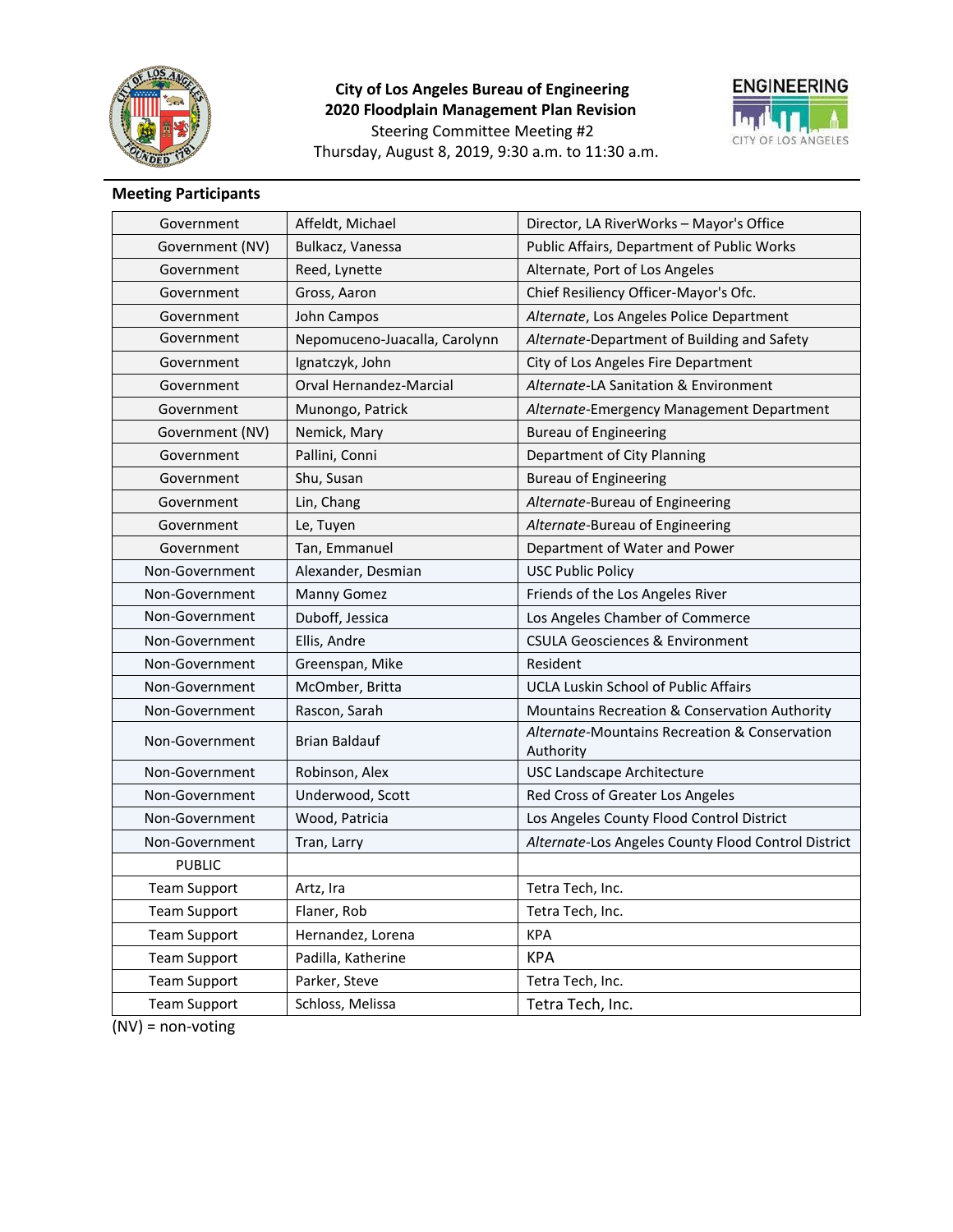**City of Los Angeles Bureau of Engineering**
**2020 Floodplain Management Plan Revision**
Steering Committee Meeting #2
Thursday, August 8, 2019, 9:30 a.m. to 11:30 a.m.

### Meeting Participants

| | | |
|---|---|---|
| Government | Affeldt, Michael | Director, LA RiverWorks – Mayor's Office |
| Government (NV) | Bulkacz, Vanessa | Public Affairs, Department of Public Works |
| Government | Reed, Lynette | Alternate, Port of Los Angeles |
| Government | Gross, Aaron | Chief Resiliency Officer-Mayor's Ofc. |
| Government | John Campos | *Alternate*, Los Angeles Police Department |
| Government | Nepomuceno-Juacalla, Carolynn | *Alternate*-Department of Building and Safety |
| Government | Ignatczyk, John | City of Los Angeles Fire Department |
| Government | Orval Hernandez-Marcial | *Alternate*-LA Sanitation & Environment |
| Government | Munongo, Patrick | *Alternate*-Emergency Management Department |
| Government (NV) | Nemick, Mary | Bureau of Engineering |
| Government | Pallini, Conni | Department of City Planning |
| Government | Shu, Susan | Bureau of Engineering |
| Government | Lin, Chang | *Alternate*-Bureau of Engineering |
| Government | Le, Tuyen | *Alternate*-Bureau of Engineering |
| Government | Tan, Emmanuel | Department of Water and Power |
| Non-Government | Alexander, Desmian | USC Public Policy |
| Non-Government | Manny Gomez | Friends of the Los Angeles River |
| Non-Government | Duboff, Jessica | Los Angeles Chamber of Commerce |
| Non-Government | Ellis, Andre | CSULA Geosciences & Environment |
| Non-Government | Greenspan, Mike | Resident |
| Non-Government | McOmber, Britta | UCLA Luskin School of Public Affairs |
| Non-Government | Rascon, Sarah | Mountains Recreation & Conservation Authority |
| Non-Government | Brian Baldauf | *Alternate*-Mountains Recreation & Conservation Authority |
| Non-Government | Robinson, Alex | USC Landscape Architecture |
| Non-Government | Underwood, Scott | Red Cross of Greater Los Angeles |
| Non-Government | Wood, Patricia | Los Angeles County Flood Control District |
| Non-Government | Tran, Larry | *Alternate*-Los Angeles County Flood Control District |
| PUBLIC | | |
| Team Support | Artz, Ira | Tetra Tech, Inc. |
| Team Support | Flaner, Rob | Tetra Tech, Inc. |
| Team Support | Hernandez, Lorena | KPA |
| Team Support | Padilla, Katherine | KPA |
| Team Support | Parker, Steve | Tetra Tech, Inc. |
| Team Support | Schloss, Melissa | Tetra Tech, Inc. |

(NV) = non-voting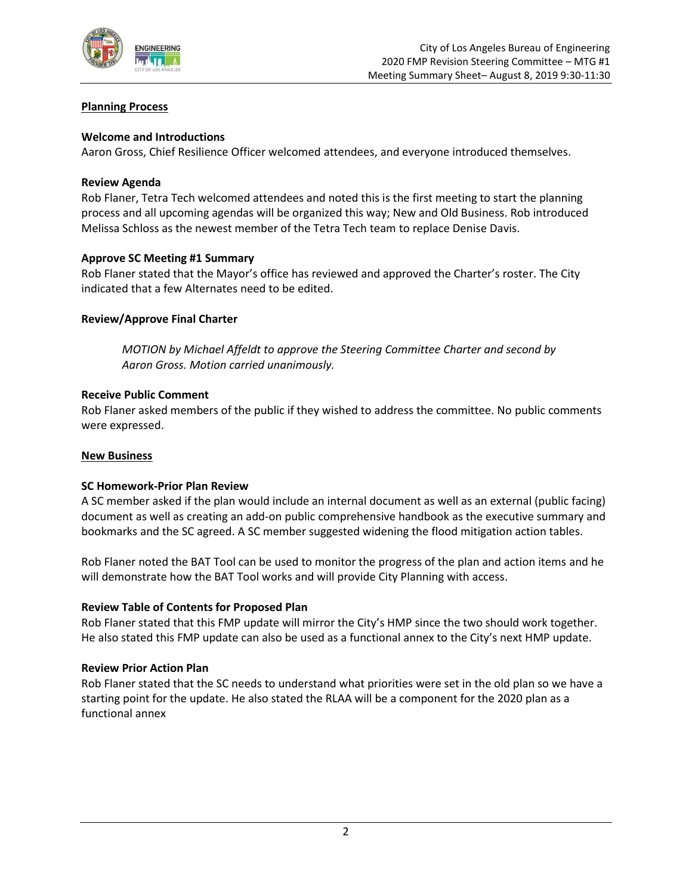**Planning Process**

**Welcome and Introductions**

Aaron Gross, Chief Resilience Officer welcomed attendees, and everyone introduced themselves.

**Review Agenda**

Rob Flaner, Tetra Tech welcomed attendees and noted this is the first meeting to start the planning process and all upcoming agendas will be organized this way; New and Old Business. Rob introduced Melissa Schloss as the newest member of the Tetra Tech team to replace Denise Davis.

**Approve SC Meeting #1 Summary**

Rob Flaner stated that the Mayor's office has reviewed and approved the Charter's roster. The City indicated that a few Alternates need to be edited.

**Review/Approve Final Charter**

> *MOTION by Michael Affeldt to approve the Steering Committee Charter and second by Aaron Gross. Motion carried unanimously.*

**Receive Public Comment**

Rob Flaner asked members of the public if they wished to address the committee. No public comments were expressed.

**New Business**

**SC Homework-Prior Plan Review**

A SC member asked if the plan would include an internal document as well as an external (public facing) document as well as creating an add-on public comprehensive handbook as the executive summary and bookmarks and the SC agreed. A SC member suggested widening the flood mitigation action tables.

Rob Flaner noted the BAT Tool can be used to monitor the progress of the plan and action items and he will demonstrate how the BAT Tool works and will provide City Planning with access.

**Review Table of Contents for Proposed Plan**

Rob Flaner stated that this FMP update will mirror the City's HMP since the two should work together. He also stated this FMP update can also be used as a functional annex to the City's next HMP update.

**Review Prior Action Plan**

Rob Flaner stated that the SC needs to understand what priorities were set in the old plan so we have a starting point for the update. He also stated the RLAA will be a component for the 2020 plan as a functional annex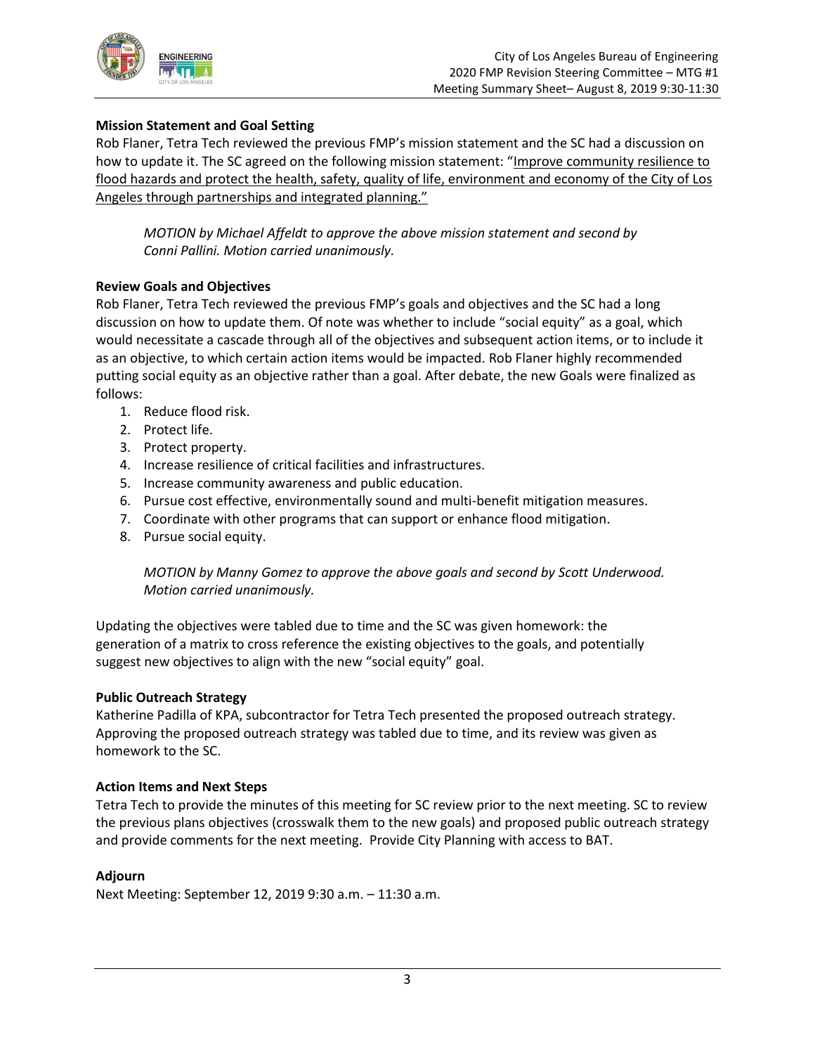**Mission Statement and Goal Setting**

Rob Flaner, Tetra Tech reviewed the previous FMP's mission statement and the SC had a discussion on how to update it. The SC agreed on the following mission statement: "Improve community resilience to flood hazards and protect the health, safety, quality of life, environment and economy of the City of Los Angeles through partnerships and integrated planning."

> *MOTION by Michael Affeldt to approve the above mission statement and second by Conni Pallini. Motion carried unanimously.*

**Review Goals and Objectives**

Rob Flaner, Tetra Tech reviewed the previous FMP's goals and objectives and the SC had a long discussion on how to update them. Of note was whether to include "social equity" as a goal, which would necessitate a cascade through all of the objectives and subsequent action items, or to include it as an objective, to which certain action items would be impacted. Rob Flaner highly recommended putting social equity as an objective rather than a goal. After debate, the new Goals were finalized as follows:

1. Reduce flood risk.
2. Protect life.
3. Protect property.
4. Increase resilience of critical facilities and infrastructures.
5. Increase community awareness and public education.
6. Pursue cost effective, environmentally sound and multi-benefit mitigation measures.
7. Coordinate with other programs that can support or enhance flood mitigation.
8. Pursue social equity.

> *MOTION by Manny Gomez to approve the above goals and second by Scott Underwood. Motion carried unanimously.*

Updating the objectives were tabled due to time and the SC was given homework: the generation of a matrix to cross reference the existing objectives to the goals, and potentially suggest new objectives to align with the new "social equity" goal.

**Public Outreach Strategy**

Katherine Padilla of KPA, subcontractor for Tetra Tech presented the proposed outreach strategy. Approving the proposed outreach strategy was tabled due to time, and its review was given as homework to the SC.

**Action Items and Next Steps**

Tetra Tech to provide the minutes of this meeting for SC review prior to the next meeting. SC to review the previous plans objectives (crosswalk them to the new goals) and proposed public outreach strategy and provide comments for the next meeting. Provide City Planning with access to BAT.

**Adjourn**

Next Meeting: September 12, 2019 9:30 a.m. – 11:30 a.m.